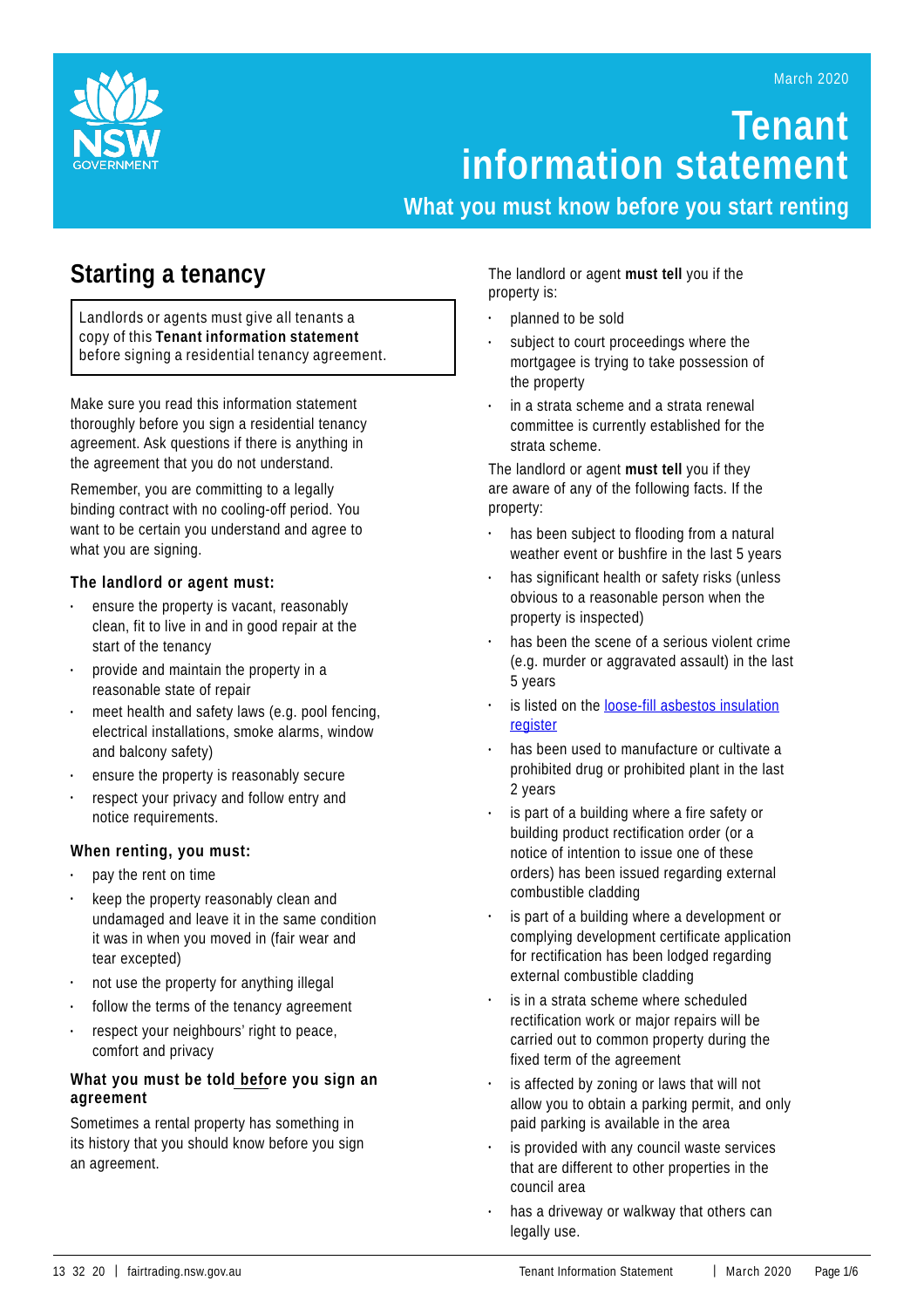# Tenant information statement

## What you must know before you start renting

## Starting a tenancy

Landlords or agents must give all tenants a copy of this **Tenant information statement** before signing a residential tenancy agreement.

Make sure you read this information statement thoroughly before you sign a residential tenancy agreement. Ask questions if there is anything in the agreement that you do not understand.

Remember, you are committing to a legally binding contract with no cooling-off period. You want to be certain you understand and agree to what you are signing.

### The landlord or agent must:

- ensure the property is vacant, reasonably clean, fit to live in and in good repair at the start of the tenancy
- provide and maintain the property in a reasonable state of repair
- meet health and safety laws (e.g. pool fencing, electrical installations, smoke alarms, window and balcony safety)
- ensure the property is reasonably secure
- respect your privacy and follow entry and notice requirements.

### When renting, you must:

- pay the rent on time
- keep the property reasonably clean and undamaged and leave it in the same condition it was in when you moved in (fair wear and tear excepted)
- not use the property for anything illegal
- follow the terms of the tenancy agreement
- respect your neighbours' right to peace, comfort and privacy

### What you must be told before you sign an agreement

Sometimes a rental property has something in its history that you should know before you sign an agreement.

The landlord or agent **must tell** you if the property is:

- planned to be sold
- subject to court proceedings where the mortgagee is trying to take possession of the property
- in a strata scheme and a strata renewal committee is currently established for the strata scheme.

The landlord or agent **must tell** you if they are aware of any of the following facts. If the property:

- has been subject to flooding from a natural weather event or bushfire in the last 5 years
- has significant health or safety risks (unless obvious to a reasonable person when the property is inspected)
- has been the scene of a serious violent crime (e.g. murder or aggravated assault) in the last 5 years
- is listed on the loose-fill asbestos insulation register
- has been used to manufacture or cultivate a prohibited drug or prohibited plant in the last 2 years
- is part of a building where a fire safety or building product rectification order (or a notice of intention to issue one of these orders) has been issued regarding external combustible cladding
- is part of a building where a development or complying development certificate application for rectification has been lodged regarding external combustible cladding
- is in a strata scheme where scheduled rectification work or major repairs will be carried out to common property during the fixed term of the agreement
- is affected by zoning or laws that will not allow you to obtain a parking permit, and only paid parking is available in the area
- is provided with any council waste services that are different to other properties in the council area
- has a driveway or walkway that others can legally use.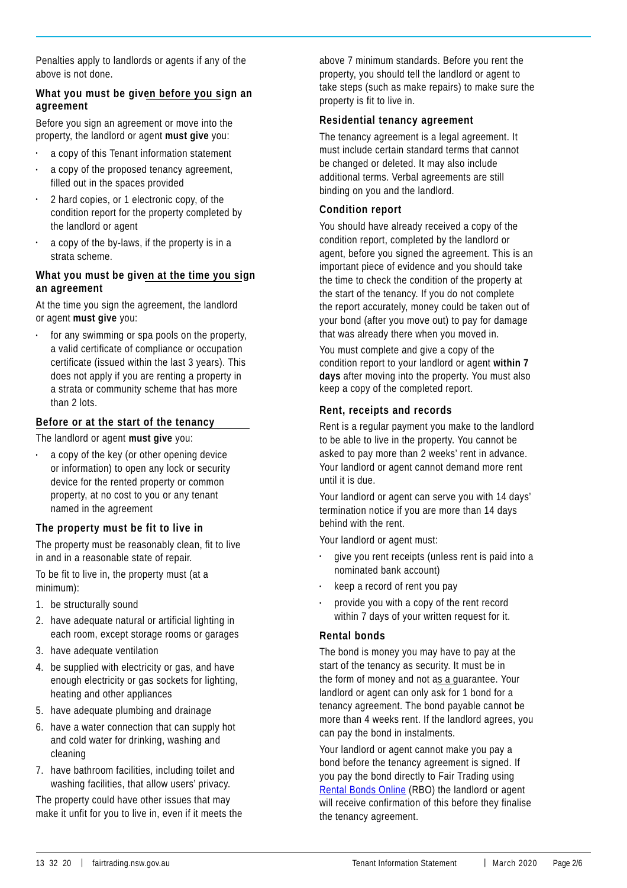Penalties apply to landlords or agents if any of the above is not done.

### What you must be given before you sign an agreement

Before you sign an agreement or move into the property, the landlord or agent **must give** you:

- a copy of this Tenant information statement
- a copy of the proposed tenancy agreement, filled out in the spaces provided
- 2 hard copies, or 1 electronic copy, of the condition report for the property completed by the landlord or agent
- a copy of the by-laws, if the property is in a strata scheme.

### What you must be given at the time you sign an agreement

At the time you sign the agreement, the landlord or agent **must give** you:

- for any swimming or spa pools on the property, a valid certificate of compliance or occupation certificate (issued within the last 3 years). This does not apply if you are renting a property in a strata or community scheme that has more than 2 lots.

### Before or at the start of the tenancy

The landlord or agent **must give** you:

- a copy of the key (or other opening device or information) to open any lock or security device for the rented property or common property, at no cost to you or any tenant named in the agreement

### The property must be fit to live in

The property must be reasonably clean, fit to live in and in a reasonable state of repair.

To be fit to live in, the property must (at a minimum):

1. be structurally sound
2. have adequate natural or artificial lighting in each room, except storage rooms or garages
3. have adequate ventilation
4. be supplied with electricity or gas, and have enough electricity or gas sockets for lighting, heating and other appliances
5. have adequate plumbing and drainage
6. have a water connection that can supply hot and cold water for drinking, washing and cleaning
7. have bathroom facilities, including toilet and washing facilities, that allow users' privacy.

The property could have other issues that may make it unfit for you to live in, even if it meets the above 7 minimum standards. Before you rent the property, you should tell the landlord or agent to take steps (such as make repairs) to make sure the property is fit to live in.

### Residential tenancy agreement

The tenancy agreement is a legal agreement. It must include certain standard terms that cannot be changed or deleted. It may also include additional terms. Verbal agreements are still binding on you and the landlord.

### Condition report

You should have already received a copy of the condition report, completed by the landlord or agent, before you signed the agreement. This is an important piece of evidence and you should take the time to check the condition of the property at the start of the tenancy. If you do not complete the report accurately, money could be taken out of your bond (after you move out) to pay for damage that was already there when you moved in.

You must complete and give a copy of the condition report to your landlord or agent **within 7 days** after moving into the property. You must also keep a copy of the completed report.

### Rent, receipts and records

Rent is a regular payment you make to the landlord to be able to live in the property. You cannot be asked to pay more than 2 weeks' rent in advance. Your landlord or agent cannot demand more rent until it is due.

Your landlord or agent can serve you with 14 days' termination notice if you are more than 14 days behind with the rent.

Your landlord or agent must:

- give you rent receipts (unless rent is paid into a nominated bank account)
- keep a record of rent you pay
- provide you with a copy of the rent record within 7 days of your written request for it.

### Rental bonds

The bond is money you may have to pay at the start of the tenancy as security. It must be in the form of money and not as a guarantee. Your landlord or agent can only ask for 1 bond for a tenancy agreement. The bond payable cannot be more than 4 weeks rent. If the landlord agrees, you can pay the bond in instalments.

Your landlord or agent cannot make you pay a bond before the tenancy agreement is signed. If you pay the bond directly to Fair Trading using Rental Bonds Online (RBO) the landlord or agent will receive confirmation of this before they finalise the tenancy agreement.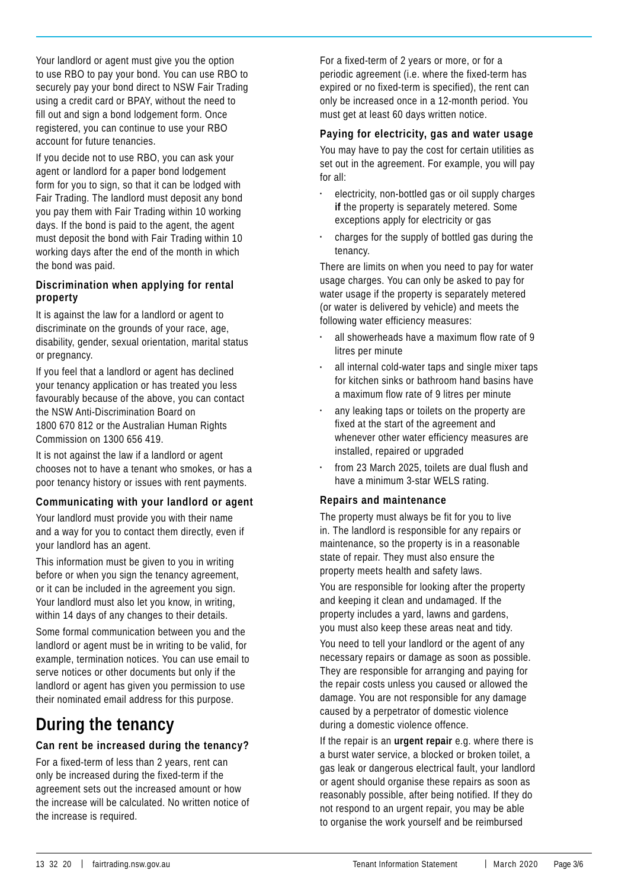Your landlord or agent must give you the option to use RBO to pay your bond. You can use RBO to securely pay your bond direct to NSW Fair Trading using a credit card or BPAY, without the need to fill out and sign a bond lodgement form. Once registered, you can continue to use your RBO account for future tenancies.

If you decide not to use RBO, you can ask your agent or landlord for a paper bond lodgement form for you to sign, so that it can be lodged with Fair Trading. The landlord must deposit any bond you pay them with Fair Trading within 10 working days. If the bond is paid to the agent, the agent must deposit the bond with Fair Trading within 10 working days after the end of the month in which the bond was paid.

### Discrimination when applying for rental property

It is against the law for a landlord or agent to discriminate on the grounds of your race, age, disability, gender, sexual orientation, marital status or pregnancy.

If you feel that a landlord or agent has declined your tenancy application or has treated you less favourably because of the above, you can contact the NSW Anti-Discrimination Board on 1800 670 812 or the Australian Human Rights Commission on 1300 656 419.

It is not against the law if a landlord or agent chooses not to have a tenant who smokes, or has a poor tenancy history or issues with rent payments.

### Communicating with your landlord or agent

Your landlord must provide you with their name and a way for you to contact them directly, even if your landlord has an agent.

This information must be given to you in writing before or when you sign the tenancy agreement, or it can be included in the agreement you sign. Your landlord must also let you know, in writing, within 14 days of any changes to their details.

Some formal communication between you and the landlord or agent must be in writing to be valid, for example, termination notices. You can use email to serve notices or other documents but only if the landlord or agent has given you permission to use their nominated email address for this purpose.

## During the tenancy

### Can rent be increased during the tenancy?

For a fixed-term of less than 2 years, rent can only be increased during the fixed-term if the agreement sets out the increased amount or how the increase will be calculated. No written notice of the increase is required.

For a fixed-term of 2 years or more, or for a periodic agreement (i.e. where the fixed-term has expired or no fixed-term is specified), the rent can only be increased once in a 12-month period. You must get at least 60 days written notice.

### Paying for electricity, gas and water usage

You may have to pay the cost for certain utilities as set out in the agreement. For example, you will pay for all:

- electricity, non-bottled gas or oil supply charges **if** the property is separately metered. Some exceptions apply for electricity or gas
- charges for the supply of bottled gas during the tenancy.

There are limits on when you need to pay for water usage charges. You can only be asked to pay for water usage if the property is separately metered (or water is delivered by vehicle) and meets the following water efficiency measures:

- all showerheads have a maximum flow rate of 9 litres per minute
- all internal cold-water taps and single mixer taps for kitchen sinks or bathroom hand basins have a maximum flow rate of 9 litres per minute
- any leaking taps or toilets on the property are fixed at the start of the agreement and whenever other water efficiency measures are installed, repaired or upgraded
- from 23 March 2025, toilets are dual flush and have a minimum 3-star WELS rating.

### Repairs and maintenance

The property must always be fit for you to live in. The landlord is responsible for any repairs or maintenance, so the property is in a reasonable state of repair. They must also ensure the property meets health and safety laws.

You are responsible for looking after the property and keeping it clean and undamaged. If the property includes a yard, lawns and gardens, you must also keep these areas neat and tidy.

You need to tell your landlord or the agent of any necessary repairs or damage as soon as possible. They are responsible for arranging and paying for the repair costs unless you caused or allowed the damage. You are not responsible for any damage caused by a perpetrator of domestic violence during a domestic violence offence.

If the repair is an **urgent repair** e.g. where there is a burst water service, a blocked or broken toilet, a gas leak or dangerous electrical fault, your landlord or agent should organise these repairs as soon as reasonably possible, after being notified. If they do not respond to an urgent repair, you may be able to organise the work yourself and be reimbursed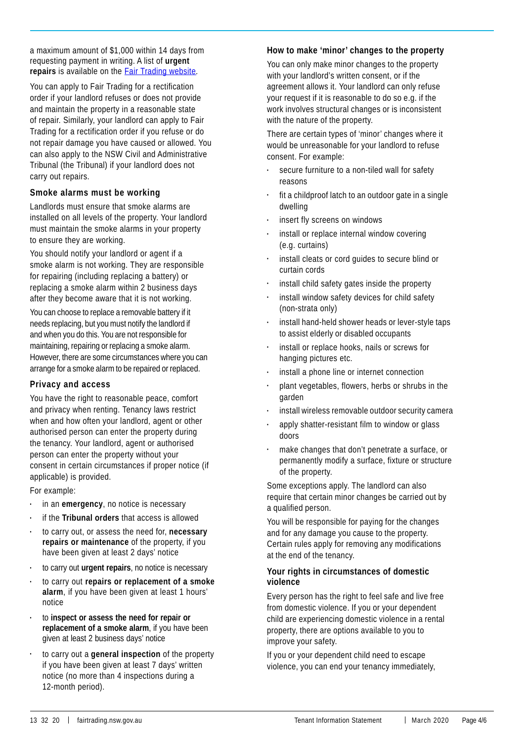a maximum amount of $1,000 within 14 days from requesting payment in writing. A list of **urgent repairs** is available on the [Fair Trading website](#).

You can apply to Fair Trading for a rectification order if your landlord refuses or does not provide and maintain the property in a reasonable state of repair. Similarly, your landlord can apply to Fair Trading for a rectification order if you refuse or do not repair damage you have caused or allowed. You can also apply to the NSW Civil and Administrative Tribunal (the Tribunal) if your landlord does not carry out repairs.

### Smoke alarms must be working

Landlords must ensure that smoke alarms are installed on all levels of the property. Your landlord must maintain the smoke alarms in your property to ensure they are working.

You should notify your landlord or agent if a smoke alarm is not working. They are responsible for repairing (including replacing a battery) or replacing a smoke alarm within 2 business days after they become aware that it is not working.

You can choose to replace a removable battery if it needs replacing, but you must notify the landlord if and when you do this. You are not responsible for maintaining, repairing or replacing a smoke alarm. However, there are some circumstances where you can arrange for a smoke alarm to be repaired or replaced.

### Privacy and access

You have the right to reasonable peace, comfort and privacy when renting. Tenancy laws restrict when and how often your landlord, agent or other authorised person can enter the property during the tenancy. Your landlord, agent or authorised person can enter the property without your consent in certain circumstances if proper notice (if applicable) is provided.

For example:

- in an **emergency**, no notice is necessary
- if the **Tribunal orders** that access is allowed
- to carry out, or assess the need for, **necessary repairs or maintenance** of the property, if you have been given at least 2 days' notice
- to carry out **urgent repairs**, no notice is necessary
- to carry out **repairs or replacement of a smoke alarm**, if you have been given at least 1 hours' notice
- to **inspect or assess the need for repair or replacement of a smoke alarm**, if you have been given at least 2 business days' notice
- to carry out a **general inspection** of the property if you have been given at least 7 days' written notice (no more than 4 inspections during a 12-month period).

### How to make 'minor' changes to the property

You can only make minor changes to the property with your landlord's written consent, or if the agreement allows it. Your landlord can only refuse your request if it is reasonable to do so e.g. if the work involves structural changes or is inconsistent with the nature of the property.

There are certain types of 'minor' changes where it would be unreasonable for your landlord to refuse consent. For example:

- secure furniture to a non-tiled wall for safety reasons
- fit a childproof latch to an outdoor gate in a single dwelling
- insert fly screens on windows
- install or replace internal window covering (e.g. curtains)
- install cleats or cord guides to secure blind or curtain cords
- install child safety gates inside the property
- install window safety devices for child safety (non-strata only)
- install hand-held shower heads or lever-style taps to assist elderly or disabled occupants
- install or replace hooks, nails or screws for hanging pictures etc.
- install a phone line or internet connection
- plant vegetables, flowers, herbs or shrubs in the garden
- install wireless removable outdoor security camera
- apply shatter-resistant film to window or glass doors
- make changes that don't penetrate a surface, or permanently modify a surface, fixture or structure of the property.

Some exceptions apply. The landlord can also require that certain minor changes be carried out by a qualified person.

You will be responsible for paying for the changes and for any damage you cause to the property. Certain rules apply for removing any modifications at the end of the tenancy.

### Your rights in circumstances of domestic violence

Every person has the right to feel safe and live free from domestic violence. If you or your dependent child are experiencing domestic violence in a rental property, there are options available to you to improve your safety.

If you or your dependent child need to escape violence, you can end your tenancy immediately,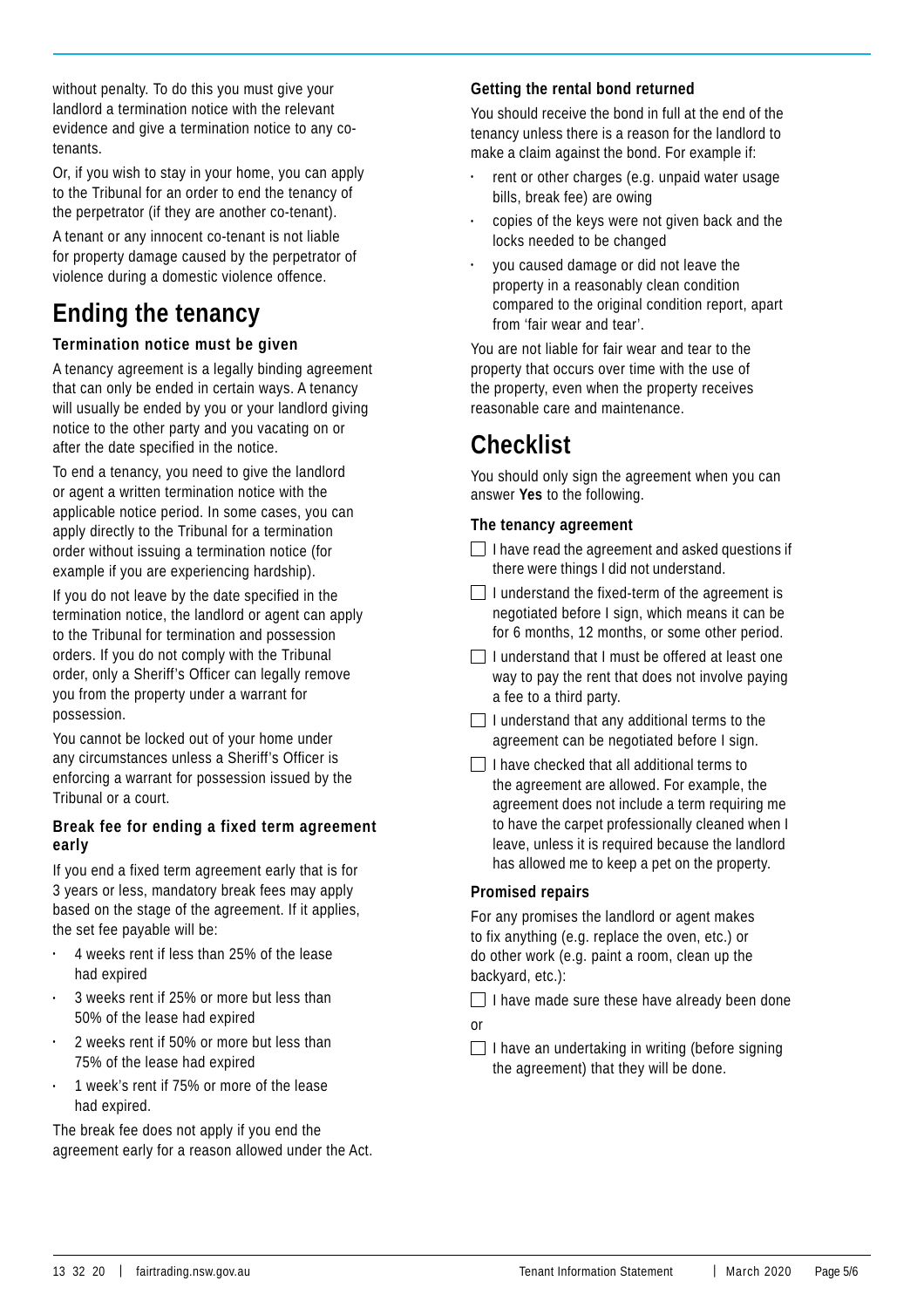without penalty. To do this you must give your landlord a termination notice with the relevant evidence and give a termination notice to any co-tenants.

Or, if you wish to stay in your home, you can apply to the Tribunal for an order to end the tenancy of the perpetrator (if they are another co-tenant).

A tenant or any innocent co-tenant is not liable for property damage caused by the perpetrator of violence during a domestic violence offence.

# Ending the tenancy

### Termination notice must be given

A tenancy agreement is a legally binding agreement that can only be ended in certain ways. A tenancy will usually be ended by you or your landlord giving notice to the other party and you vacating on or after the date specified in the notice.

To end a tenancy, you need to give the landlord or agent a written termination notice with the applicable notice period. In some cases, you can apply directly to the Tribunal for a termination order without issuing a termination notice (for example if you are experiencing hardship).

If you do not leave by the date specified in the termination notice, the landlord or agent can apply to the Tribunal for termination and possession orders. If you do not comply with the Tribunal order, only a Sheriff's Officer can legally remove you from the property under a warrant for possession.

You cannot be locked out of your home under any circumstances unless a Sheriff's Officer is enforcing a warrant for possession issued by the Tribunal or a court.

### Break fee for ending a fixed term agreement early

If you end a fixed term agreement early that is for 3 years or less, mandatory break fees may apply based on the stage of the agreement. If it applies, the set fee payable will be:

- 4 weeks rent if less than 25% of the lease had expired
- 3 weeks rent if 25% or more but less than 50% of the lease had expired
- 2 weeks rent if 50% or more but less than 75% of the lease had expired
- 1 week's rent if 75% or more of the lease had expired.

The break fee does not apply if you end the agreement early for a reason allowed under the Act.

### Getting the rental bond returned

You should receive the bond in full at the end of the tenancy unless there is a reason for the landlord to make a claim against the bond. For example if:

- rent or other charges (e.g. unpaid water usage bills, break fee) are owing
- copies of the keys were not given back and the locks needed to be changed
- you caused damage or did not leave the property in a reasonably clean condition compared to the original condition report, apart from 'fair wear and tear'.

You are not liable for fair wear and tear to the property that occurs over time with the use of the property, even when the property receives reasonable care and maintenance.

# Checklist

You should only sign the agreement when you can answer **Yes** to the following.

### The tenancy agreement

- [ ] I have read the agreement and asked questions if there were things I did not understand.
- [ ] I understand the fixed-term of the agreement is negotiated before I sign, which means it can be for 6 months, 12 months, or some other period.
- [ ] I understand that I must be offered at least one way to pay the rent that does not involve paying a fee to a third party.
- [ ] I understand that any additional terms to the agreement can be negotiated before I sign.
- [ ] I have checked that all additional terms to the agreement are allowed. For example, the agreement does not include a term requiring me to have the carpet professionally cleaned when I leave, unless it is required because the landlord has allowed me to keep a pet on the property.

### Promised repairs

For any promises the landlord or agent makes to fix anything (e.g. replace the oven, etc.) or do other work (e.g. paint a room, clean up the backyard, etc.):

- [ ] I have made sure these have already been done

or

- [ ] I have an undertaking in writing (before signing the agreement) that they will be done.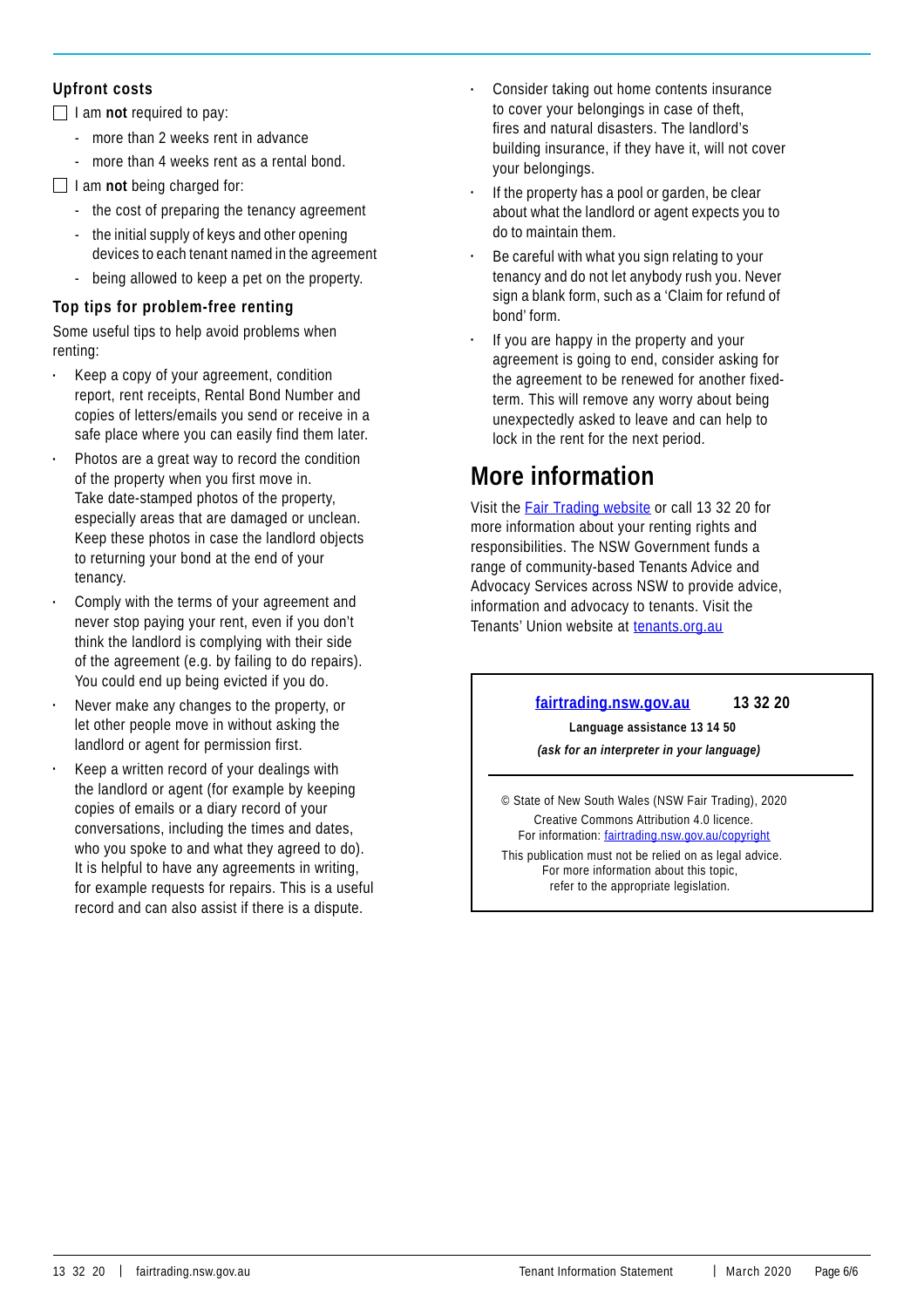### Upfront costs

- [ ] I am **not** required to pay:
  - more than 2 weeks rent in advance
  - more than 4 weeks rent as a rental bond.
- [ ] I am **not** being charged for:
  - the cost of preparing the tenancy agreement
  - the initial supply of keys and other opening devices to each tenant named in the agreement
  - being allowed to keep a pet on the property.

### Top tips for problem-free renting

Some useful tips to help avoid problems when renting:

- Keep a copy of your agreement, condition report, rent receipts, Rental Bond Number and copies of letters/emails you send or receive in a safe place where you can easily find them later.
- Photos are a great way to record the condition of the property when you first move in. Take date-stamped photos of the property, especially areas that are damaged or unclean. Keep these photos in case the landlord objects to returning your bond at the end of your tenancy.
- Comply with the terms of your agreement and never stop paying your rent, even if you don't think the landlord is complying with their side of the agreement (e.g. by failing to do repairs). You could end up being evicted if you do.
- Never make any changes to the property, or let other people move in without asking the landlord or agent for permission first.
- Keep a written record of your dealings with the landlord or agent (for example by keeping copies of emails or a diary record of your conversations, including the times and dates, who you spoke to and what they agreed to do). It is helpful to have any agreements in writing, for example requests for repairs. This is a useful record and can also assist if there is a dispute.
- Consider taking out home contents insurance to cover your belongings in case of theft, fires and natural disasters. The landlord's building insurance, if they have it, will not cover your belongings.
- If the property has a pool or garden, be clear about what the landlord or agent expects you to do to maintain them.
- Be careful with what you sign relating to your tenancy and do not let anybody rush you. Never sign a blank form, such as a 'Claim for refund of bond' form.
- If you are happy in the property and your agreement is going to end, consider asking for the agreement to be renewed for another fixed-term. This will remove any worry about being unexpectedly asked to leave and can help to lock in the rent for the next period.

# More information

Visit the Fair Trading website or call 13 32 20 for more information about your renting rights and responsibilities. The NSW Government funds a range of community-based Tenants Advice and Advocacy Services across NSW to provide advice, information and advocacy to tenants. Visit the Tenants' Union website at tenants.org.au

**fairtrading.nsw.gov.au** **13 32 20**

**Language assistance 13 14 50**

***(ask for an interpreter in your language)***

© State of New South Wales (NSW Fair Trading), 2020
Creative Commons Attribution 4.0 licence.
For information: fairtrading.nsw.gov.au/copyright

This publication must not be relied on as legal advice.
For more information about this topic,
refer to the appropriate legislation.